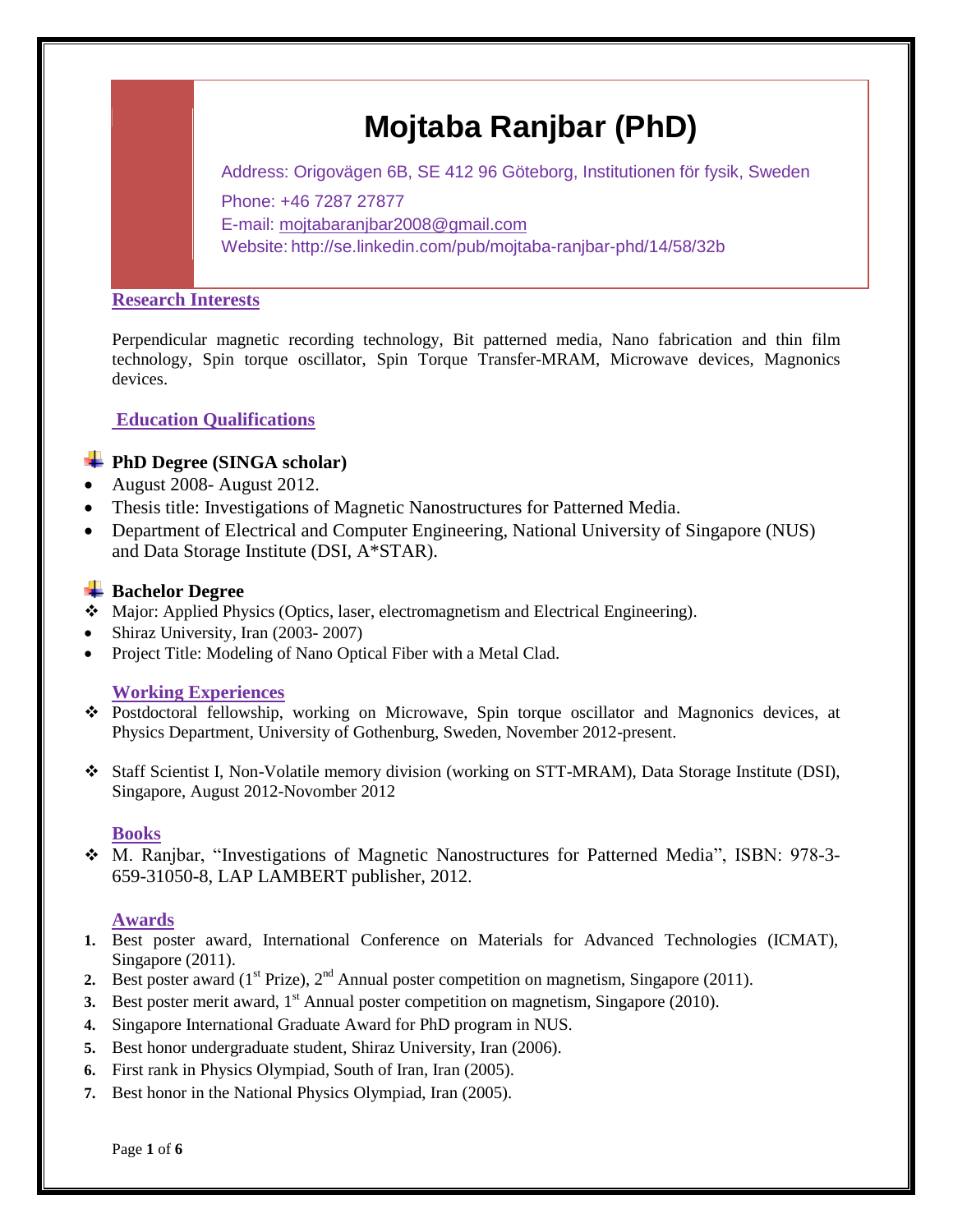# Mojtaba Ranjbar (PhD)

Address: Origovägen 6B, SE 412 96 Göteborg, Institutionen för fysik, Sweden

Phone: +46 7287 27877

E-mail: mojtabaranjbar2008@gmail.com

Website: http://se.linkedin.com/pub/mojtaba-ranjbar-phd/14/58/32b

## Research Interests

Perpendicular magnetic recording technology, Bit patterned media, Nano fabrication and thin film technology, Spin torque oscillator, Spin Torque Transfer-MRAM, Microwave devices, Magnonics devices.

## Education Qualifications

### PhD Degree (SINGA scholar)

- August 2008- August 2012.
- Thesis title: Investigations of Magnetic Nanostructures for Patterned Media.
- Department of Electrical and Computer Engineering, National University of Singapore (NUS) and Data Storage Institute (DSI, A*STAR).

### Bachelor Degree

- Major: Applied Physics (Optics, laser, electromagnetism and Electrical Engineering).
- Shiraz University, Iran (2003- 2007)
- Project Title: Modeling of Nano Optical Fiber with a Metal Clad.

## Working Experiences

- Postdoctoral fellowship, working on Microwave, Spin torque oscillator and Magnonics devices, at Physics Department, University of Gothenburg, Sweden, November 2012-present.
- Staff Scientist I, Non-Volatile memory division (working on STT-MRAM), Data Storage Institute (DSI), Singapore, August 2012-Novomber 2012

## Books

- M. Ranjbar, "Investigations of Magnetic Nanostructures for Patterned Media", ISBN: 978-3-659-31050-8, LAP LAMBERT publisher, 2012.

## Awards

1. Best poster award, International Conference on Materials for Advanced Technologies (ICMAT), Singapore (2011).
2. Best poster award (1st Prize), 2nd Annual poster competition on magnetism, Singapore (2011).
3. Best poster merit award, 1st Annual poster competition on magnetism, Singapore (2010).
4. Singapore International Graduate Award for PhD program in NUS.
5. Best honor undergraduate student, Shiraz University, Iran (2006).
6. First rank in Physics Olympiad, South of Iran, Iran (2005).
7. Best honor in the National Physics Olympiad, Iran (2005).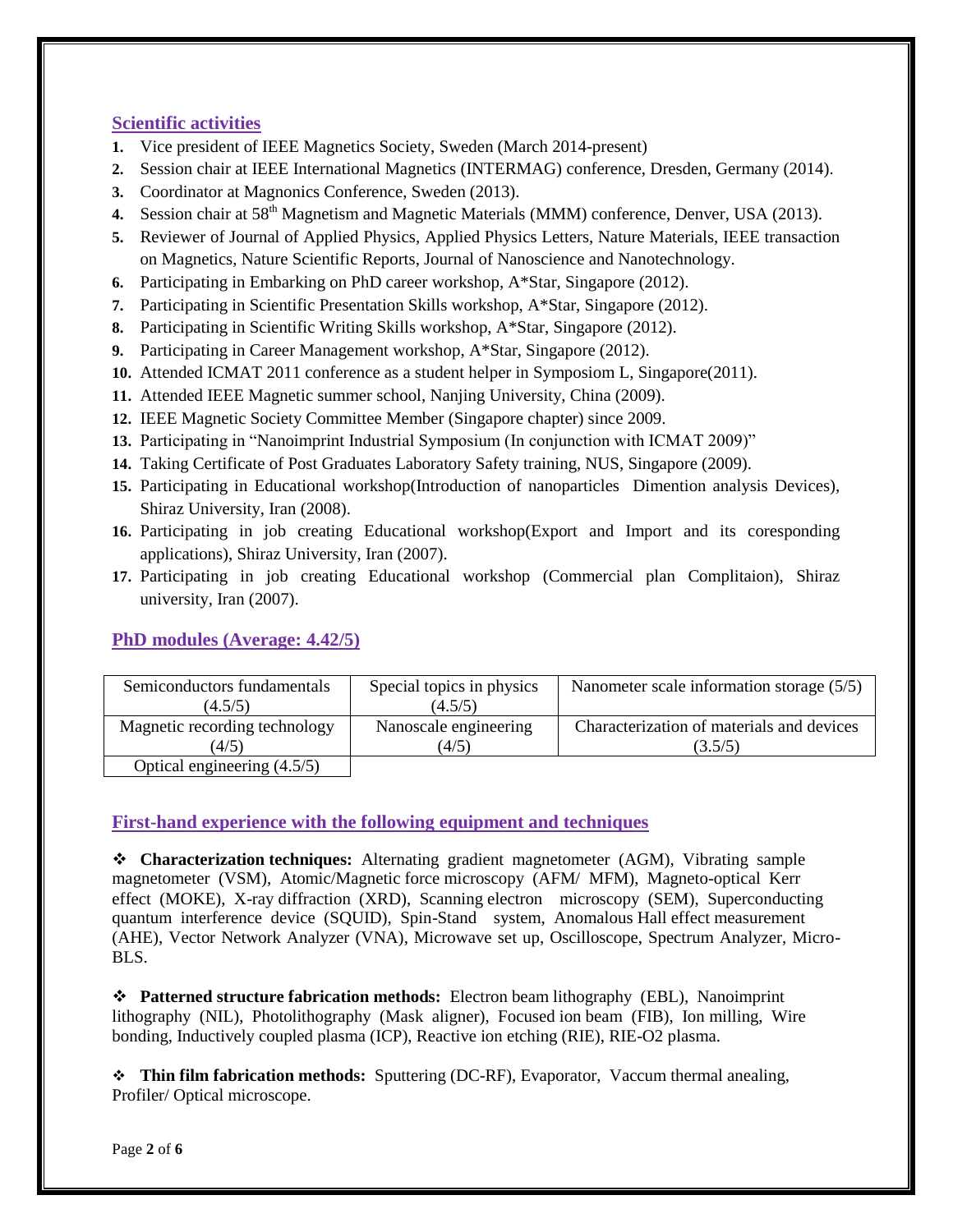## Scientific activities

1. Vice president of IEEE Magnetics Society, Sweden (March 2014-present)
2. Session chair at IEEE International Magnetics (INTERMAG) conference, Dresden, Germany (2014).
3. Coordinator at Magnonics Conference, Sweden (2013).
4. Session chair at 58th Magnetism and Magnetic Materials (MMM) conference, Denver, USA (2013).
5. Reviewer of Journal of Applied Physics, Applied Physics Letters, Nature Materials, IEEE transaction on Magnetics, Nature Scientific Reports, Journal of Nanoscience and Nanotechnology.
6. Participating in Embarking on PhD career workshop, A*Star, Singapore (2012).
7. Participating in Scientific Presentation Skills workshop, A*Star, Singapore (2012).
8. Participating in Scientific Writing Skills workshop, A*Star, Singapore (2012).
9. Participating in Career Management workshop, A*Star, Singapore (2012).
10. Attended ICMAT 2011 conference as a student helper in Symposiom L, Singapore(2011).
11. Attended IEEE Magnetic summer school, Nanjing University, China (2009).
12. IEEE Magnetic Society Committee Member (Singapore chapter) since 2009.
13. Participating in "Nanoimprint Industrial Symposium (In conjunction with ICMAT 2009)"
14. Taking Certificate of Post Graduates Laboratory Safety training, NUS, Singapore (2009).
15. Participating in Educational workshop(Introduction of nanoparticles Dimention analysis Devices), Shiraz University, Iran (2008).
16. Participating in job creating Educational workshop(Export and Import and its coresponding applications), Shiraz University, Iran (2007).
17. Participating in job creating Educational workshop (Commercial plan Complitaion), Shiraz university, Iran (2007).

## PhD modules (Average: 4.42/5)

| Semiconductors fundamentals (4.5/5) | Special topics in physics (4.5/5) | Nanometer scale information storage (5/5) |
|---|---|---|
| Magnetic recording technology (4/5) | Nanoscale engineering (4/5) | Characterization of materials and devices (3.5/5) |
| Optical engineering (4.5/5) | | |

## First-hand experience with the following equipment and techniques

❖ **Characterization techniques:** Alternating gradient magnetometer (AGM), Vibrating sample magnetometer (VSM), Atomic/Magnetic force microscopy (AFM/ MFM), Magneto-optical Kerr effect (MOKE), X-ray diffraction (XRD), Scanning electron microscopy (SEM), Superconducting quantum interference device (SQUID), Spin-Stand system, Anomalous Hall effect measurement (AHE), Vector Network Analyzer (VNA), Microwave set up, Oscilloscope, Spectrum Analyzer, Micro-BLS.

❖ **Patterned structure fabrication methods:** Electron beam lithography (EBL), Nanoimprint lithography (NIL), Photolithography (Mask aligner), Focused ion beam (FIB), Ion milling, Wire bonding, Inductively coupled plasma (ICP), Reactive ion etching (RIE), RIE-O2 plasma.

❖ **Thin film fabrication methods:** Sputtering (DC-RF), Evaporator, Vaccum thermal anealing, Profiler/ Optical microscope.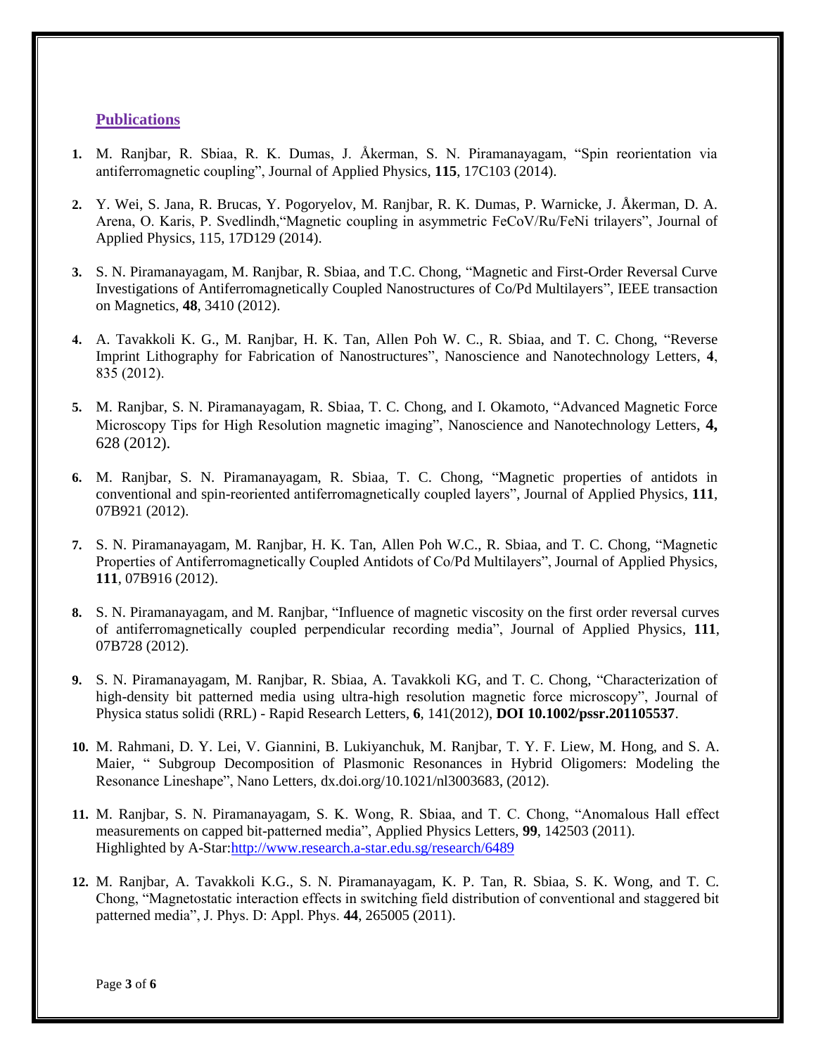## Publications

1. M. Ranjbar, R. Sbiaa, R. K. Dumas, J. Åkerman, S. N. Piramanayagam, "Spin reorientation via antiferromagnetic coupling", Journal of Applied Physics, **115**, 17C103 (2014).

2. Y. Wei, S. Jana, R. Brucas, Y. Pogoryelov, M. Ranjbar, R. K. Dumas, P. Warnicke, J. Åkerman, D. A. Arena, O. Karis, P. Svedlindh,"Magnetic coupling in asymmetric FeCoV/Ru/FeNi trilayers", Journal of Applied Physics, 115, 17D129 (2014).

3. S. N. Piramanayagam, M. Ranjbar, R. Sbiaa, and T.C. Chong, "Magnetic and First-Order Reversal Curve Investigations of Antiferromagnetically Coupled Nanostructures of Co/Pd Multilayers", IEEE transaction on Magnetics, **48**, 3410 (2012).

4. A. Tavakkoli K. G., M. Ranjbar, H. K. Tan, Allen Poh W. C., R. Sbiaa, and T. C. Chong, "Reverse Imprint Lithography for Fabrication of Nanostructures", Nanoscience and Nanotechnology Letters, **4**, 835 (2012).

5. M. Ranjbar, S. N. Piramanayagam, R. Sbiaa, T. C. Chong, and I. Okamoto, "Advanced Magnetic Force Microscopy Tips for High Resolution magnetic imaging", Nanoscience and Nanotechnology Letters, **4,** 628 (2012).

6. M. Ranjbar, S. N. Piramanayagam, R. Sbiaa, T. C. Chong, "Magnetic properties of antidots in conventional and spin-reoriented antiferromagnetically coupled layers", Journal of Applied Physics, **111**, 07B921 (2012).

7. S. N. Piramanayagam, M. Ranjbar, H. K. Tan, Allen Poh W.C., R. Sbiaa, and T. C. Chong, "Magnetic Properties of Antiferromagnetically Coupled Antidots of Co/Pd Multilayers", Journal of Applied Physics, **111**, 07B916 (2012).

8. S. N. Piramanayagam, and M. Ranjbar, "Influence of magnetic viscosity on the first order reversal curves of antiferromagnetically coupled perpendicular recording media", Journal of Applied Physics, **111**, 07B728 (2012).

9. S. N. Piramanayagam, M. Ranjbar, R. Sbiaa, A. Tavakkoli KG, and T. C. Chong, "Characterization of high-density bit patterned media using ultra-high resolution magnetic force microscopy", Journal of Physica status solidi (RRL) - Rapid Research Letters, **6**, 141(2012), **DOI 10.1002/pssr.201105537**.

10. M. Rahmani, D. Y. Lei, V. Giannini, B. Lukiyanchuk, M. Ranjbar, T. Y. F. Liew, M. Hong, and S. A. Maier, " Subgroup Decomposition of Plasmonic Resonances in Hybrid Oligomers: Modeling the Resonance Lineshape", Nano Letters, dx.doi.org/10.1021/nl3003683, (2012).

11. M. Ranjbar, S. N. Piramanayagam, S. K. Wong, R. Sbiaa, and T. C. Chong, "Anomalous Hall effect measurements on capped bit-patterned media", Applied Physics Letters, **99**, 142503 (2011). Highlighted by A-Star:http://www.research.a-star.edu.sg/research/6489

12. M. Ranjbar, A. Tavakkoli K.G., S. N. Piramanayagam, K. P. Tan, R. Sbiaa, S. K. Wong, and T. C. Chong, "Magnetostatic interaction effects in switching field distribution of conventional and staggered bit patterned media", J. Phys. D: Appl. Phys. **44**, 265005 (2011).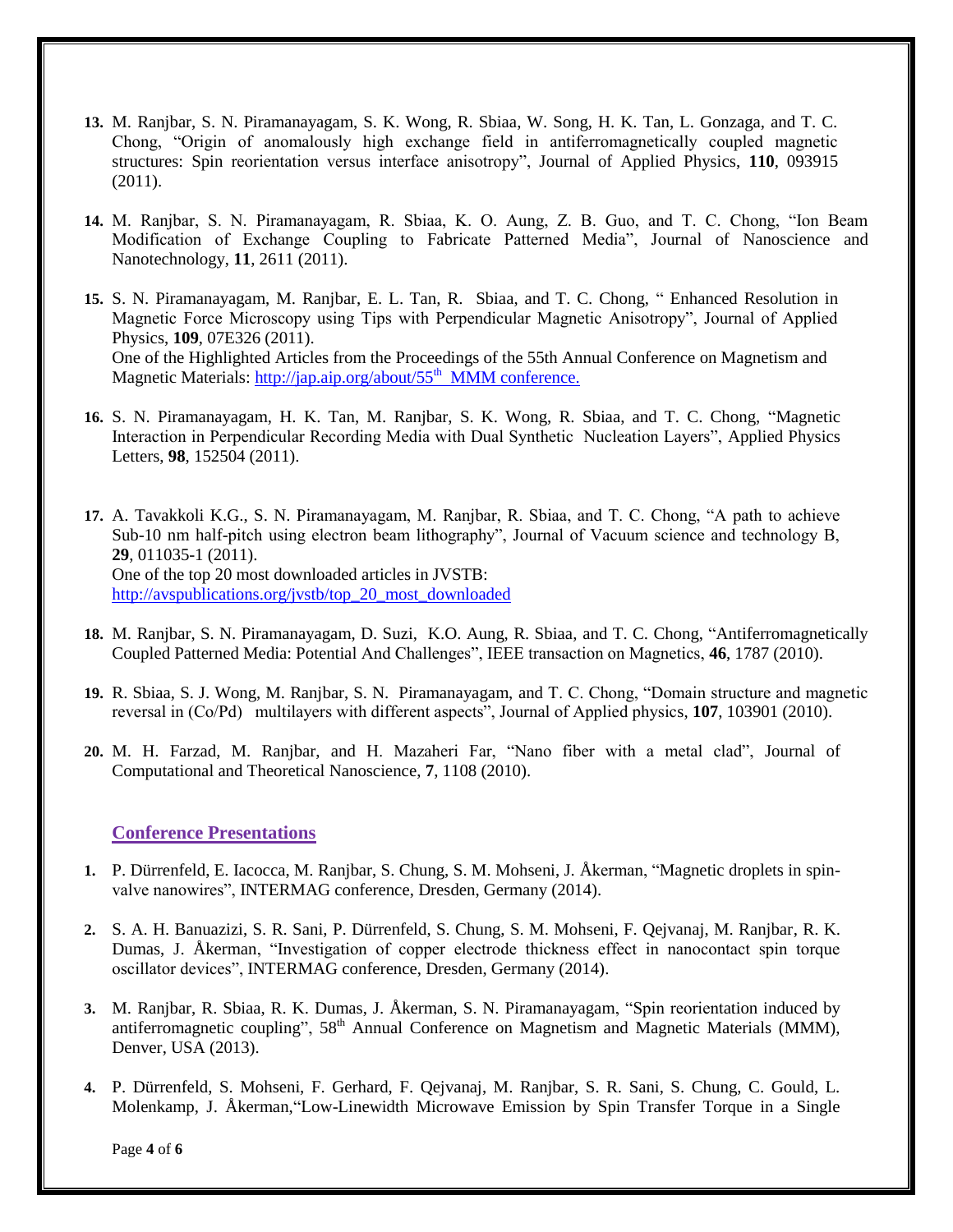13. M. Ranjbar, S. N. Piramanayagam, S. K. Wong, R. Sbiaa, W. Song, H. K. Tan, L. Gonzaga, and T. C. Chong, “Origin of anomalously high exchange field in antiferromagnetically coupled magnetic structures: Spin reorientation versus interface anisotropy”, Journal of Applied Physics, **110**, 093915 (2011).

14. M. Ranjbar, S. N. Piramanayagam, R. Sbiaa, K. O. Aung, Z. B. Guo, and T. C. Chong, “Ion Beam Modification of Exchange Coupling to Fabricate Patterned Media”, Journal of Nanoscience and Nanotechnology, **11**, 2611 (2011).

15. S. N. Piramanayagam, M. Ranjbar, E. L. Tan, R. Sbiaa, and T. C. Chong, “ Enhanced Resolution in Magnetic Force Microscopy using Tips with Perpendicular Magnetic Anisotropy”, Journal of Applied Physics, **109**, 07E326 (2011).
    One of the Highlighted Articles from the Proceedings of the 55th Annual Conference on Magnetism and Magnetic Materials: [http://jap.aip.org/about/55th MMM conference.](http://jap.aip.org/about/55th MMM conference.)

16. S. N. Piramanayagam, H. K. Tan, M. Ranjbar, S. K. Wong, R. Sbiaa, and T. C. Chong, “Magnetic Interaction in Perpendicular Recording Media with Dual Synthetic Nucleation Layers”, Applied Physics Letters, **98**, 152504 (2011).

17. A. Tavakkoli K.G., S. N. Piramanayagam, M. Ranjbar, R. Sbiaa, and T. C. Chong, “A path to achieve Sub-10 nm half-pitch using electron beam lithography”, Journal of Vacuum science and technology B, **29**, 011035-1 (2011).
    One of the top 20 most downloaded articles in JVSTB:
    [http://avspublications.org/jvstb/top_20_most_downloaded](http://avspublications.org/jvstb/top_20_most_downloaded)

18. M. Ranjbar, S. N. Piramanayagam, D. Suzi, K.O. Aung, R. Sbiaa, and T. C. Chong, “Antiferromagnetically Coupled Patterned Media: Potential And Challenges”, IEEE transaction on Magnetics, **46**, 1787 (2010).

19. R. Sbiaa, S. J. Wong, M. Ranjbar, S. N. Piramanayagam, and T. C. Chong, “Domain structure and magnetic reversal in (Co/Pd) multilayers with different aspects”, Journal of Applied physics, **107**, 103901 (2010).

20. M. H. Farzad, M. Ranjbar, and H. Mazaheri Far, “Nano fiber with a metal clad”, Journal of Computational and Theoretical Nanoscience, **7**, 1108 (2010).

## Conference Presentations

1. P. Dürrenfeld, E. Iacocca, M. Ranjbar, S. Chung, S. M. Mohseni, J. Åkerman, “Magnetic droplets in spin-valve nanowires”, INTERMAG conference, Dresden, Germany (2014).

2. S. A. H. Banuazizi, S. R. Sani, P. Dürrenfeld, S. Chung, S. M. Mohseni, F. Qejvanaj, M. Ranjbar, R. K. Dumas, J. Åkerman, “Investigation of copper electrode thickness effect in nanocontact spin torque oscillator devices”, INTERMAG conference, Dresden, Germany (2014).

3. M. Ranjbar, R. Sbiaa, R. K. Dumas, J. Åkerman, S. N. Piramanayagam, “Spin reorientation induced by antiferromagnetic coupling”, 58th Annual Conference on Magnetism and Magnetic Materials (MMM), Denver, USA (2013).

4. P. Dürrenfeld, S. Mohseni, F. Gerhard, F. Qejvanaj, M. Ranjbar, S. R. Sani, S. Chung, C. Gould, L. Molenkamp, J. Åkerman,“Low-Linewidth Microwave Emission by Spin Transfer Torque in a Single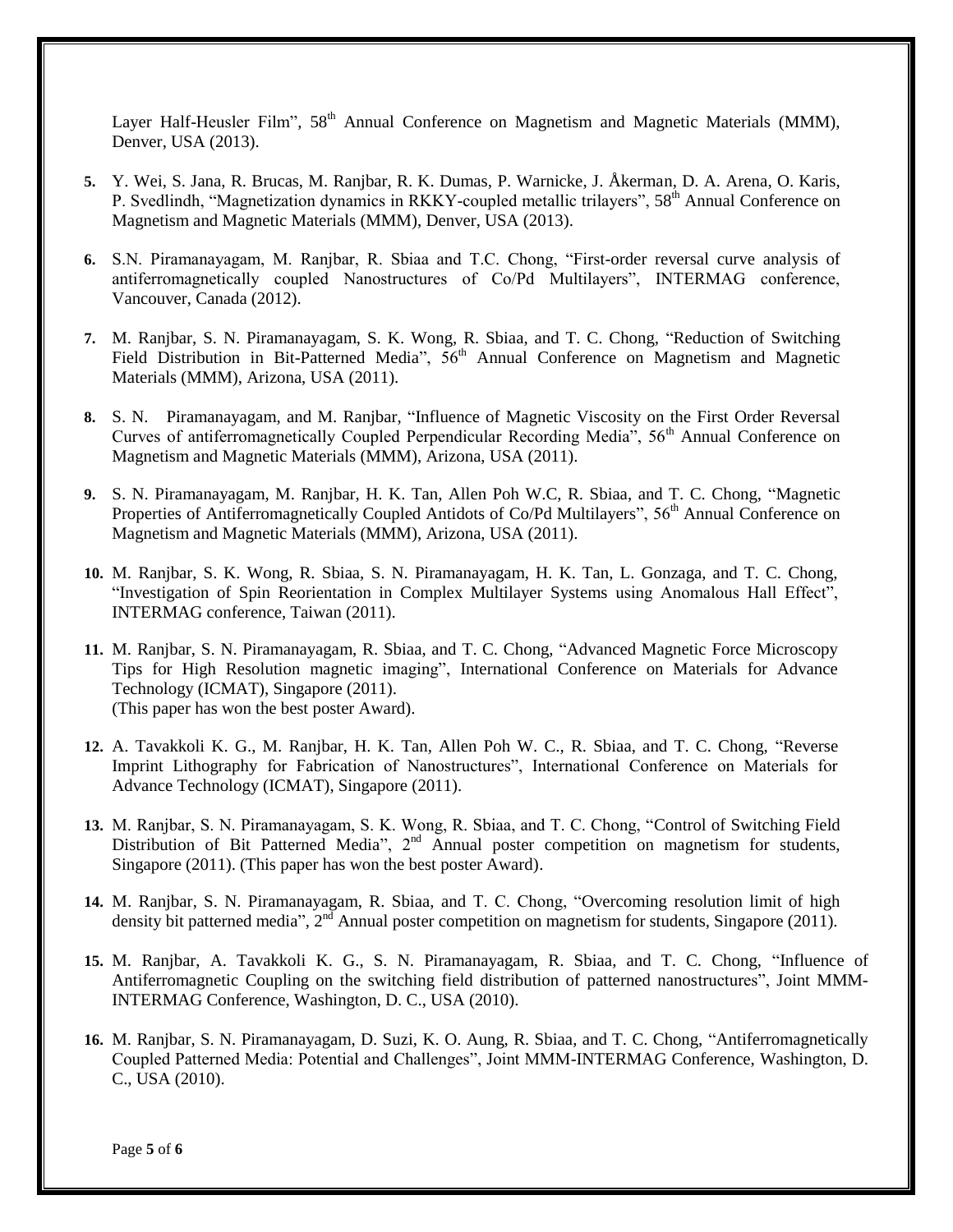Layer Half-Heusler Film", 58th Annual Conference on Magnetism and Magnetic Materials (MMM), Denver, USA (2013).

5. Y. Wei, S. Jana, R. Brucas, M. Ranjbar, R. K. Dumas, P. Warnicke, J. Åkerman, D. A. Arena, O. Karis, P. Svedlindh, "Magnetization dynamics in RKKY-coupled metallic trilayers", 58th Annual Conference on Magnetism and Magnetic Materials (MMM), Denver, USA (2013).

6. S.N. Piramanayagam, M. Ranjbar, R. Sbiaa and T.C. Chong, "First-order reversal curve analysis of antiferromagnetically coupled Nanostructures of Co/Pd Multilayers", INTERMAG conference, Vancouver, Canada (2012).

7. M. Ranjbar, S. N. Piramanayagam, S. K. Wong, R. Sbiaa, and T. C. Chong, "Reduction of Switching Field Distribution in Bit-Patterned Media", 56th Annual Conference on Magnetism and Magnetic Materials (MMM), Arizona, USA (2011).

8. S. N. Piramanayagam, and M. Ranjbar, "Influence of Magnetic Viscosity on the First Order Reversal Curves of antiferromagnetically Coupled Perpendicular Recording Media", 56th Annual Conference on Magnetism and Magnetic Materials (MMM), Arizona, USA (2011).

9. S. N. Piramanayagam, M. Ranjbar, H. K. Tan, Allen Poh W.C, R. Sbiaa, and T. C. Chong, "Magnetic Properties of Antiferromagnetically Coupled Antidots of Co/Pd Multilayers", 56th Annual Conference on Magnetism and Magnetic Materials (MMM), Arizona, USA (2011).

10. M. Ranjbar, S. K. Wong, R. Sbiaa, S. N. Piramanayagam, H. K. Tan, L. Gonzaga, and T. C. Chong, "Investigation of Spin Reorientation in Complex Multilayer Systems using Anomalous Hall Effect", INTERMAG conference, Taiwan (2011).

11. M. Ranjbar, S. N. Piramanayagam, R. Sbiaa, and T. C. Chong, "Advanced Magnetic Force Microscopy Tips for High Resolution magnetic imaging", International Conference on Materials for Advance Technology (ICMAT), Singapore (2011).
(This paper has won the best poster Award).

12. A. Tavakkoli K. G., M. Ranjbar, H. K. Tan, Allen Poh W. C., R. Sbiaa, and T. C. Chong, "Reverse Imprint Lithography for Fabrication of Nanostructures", International Conference on Materials for Advance Technology (ICMAT), Singapore (2011).

13. M. Ranjbar, S. N. Piramanayagam, S. K. Wong, R. Sbiaa, and T. C. Chong, "Control of Switching Field Distribution of Bit Patterned Media", 2nd Annual poster competition on magnetism for students, Singapore (2011). (This paper has won the best poster Award).

14. M. Ranjbar, S. N. Piramanayagam, R. Sbiaa, and T. C. Chong, "Overcoming resolution limit of high density bit patterned media", 2nd Annual poster competition on magnetism for students, Singapore (2011).

15. M. Ranjbar, A. Tavakkoli K. G., S. N. Piramanayagam, R. Sbiaa, and T. C. Chong, "Influence of Antiferromagnetic Coupling on the switching field distribution of patterned nanostructures", Joint MMM-INTERMAG Conference, Washington, D. C., USA (2010).

16. M. Ranjbar, S. N. Piramanayagam, D. Suzi, K. O. Aung, R. Sbiaa, and T. C. Chong, "Antiferromagnetically Coupled Patterned Media: Potential and Challenges", Joint MMM-INTERMAG Conference, Washington, D. C., USA (2010).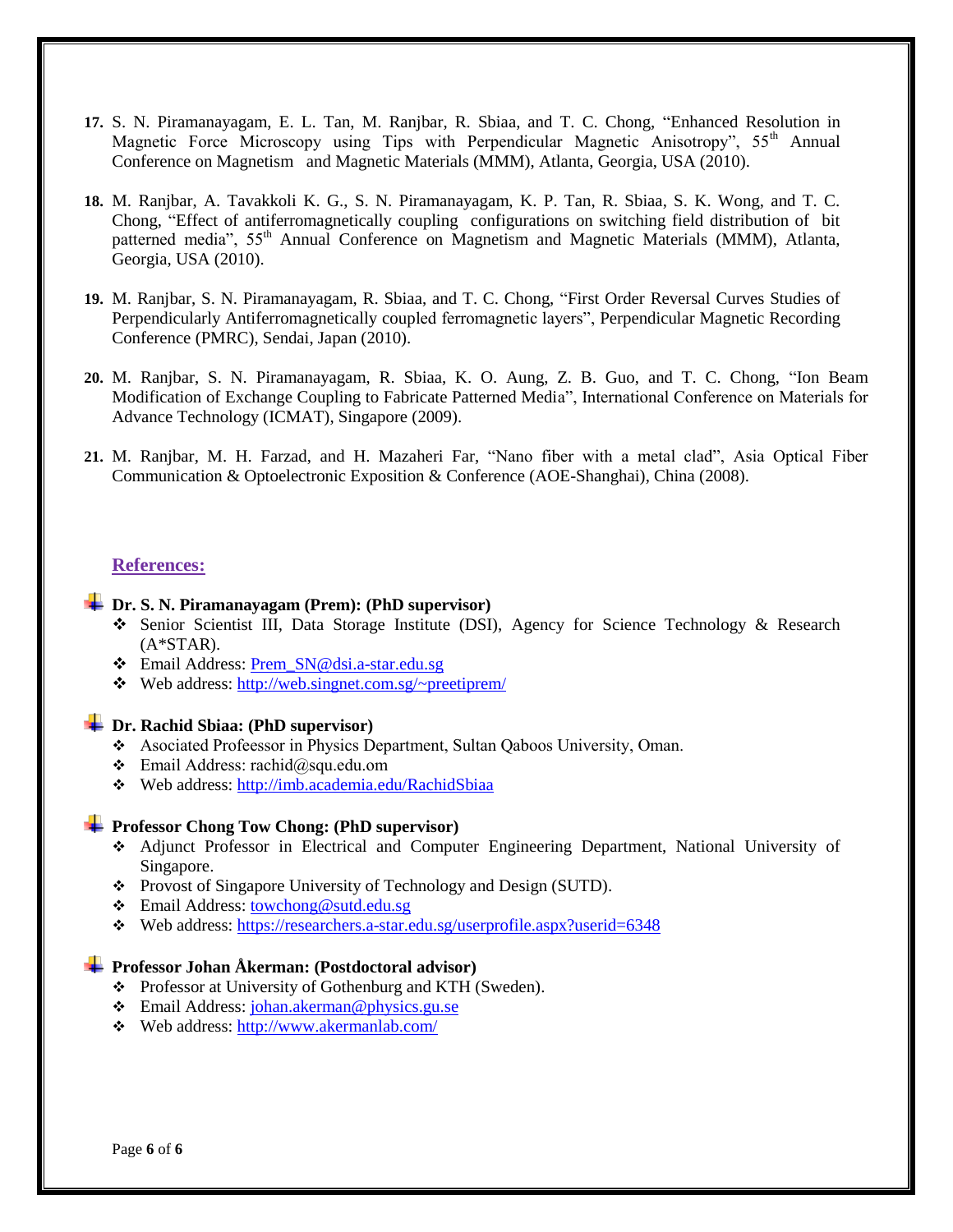17. S. N. Piramanayagam, E. L. Tan, M. Ranjbar, R. Sbiaa, and T. C. Chong, "Enhanced Resolution in Magnetic Force Microscopy using Tips with Perpendicular Magnetic Anisotropy", 55th Annual Conference on Magnetism and Magnetic Materials (MMM), Atlanta, Georgia, USA (2010).

18. M. Ranjbar, A. Tavakkoli K. G., S. N. Piramanayagam, K. P. Tan, R. Sbiaa, S. K. Wong, and T. C. Chong, "Effect of antiferromagnetically coupling configurations on switching field distribution of bit patterned media", 55th Annual Conference on Magnetism and Magnetic Materials (MMM), Atlanta, Georgia, USA (2010).

19. M. Ranjbar, S. N. Piramanayagam, R. Sbiaa, and T. C. Chong, "First Order Reversal Curves Studies of Perpendicularly Antiferromagnetically coupled ferromagnetic layers", Perpendicular Magnetic Recording Conference (PMRC), Sendai, Japan (2010).

20. M. Ranjbar, S. N. Piramanayagam, R. Sbiaa, K. O. Aung, Z. B. Guo, and T. C. Chong, "Ion Beam Modification of Exchange Coupling to Fabricate Patterned Media", International Conference on Materials for Advance Technology (ICMAT), Singapore (2009).

21. M. Ranjbar, M. H. Farzad, and H. Mazaheri Far, "Nano fiber with a metal clad", Asia Optical Fiber Communication & Optoelectronic Exposition & Conference (AOE-Shanghai), China (2008).

## References:

**Dr. S. N. Piramanayagam (Prem): (PhD supervisor)**

- Senior Scientist III, Data Storage Institute (DSI), Agency for Science Technology & Research (A*STAR).
- Email Address: Prem_SN@dsi.a-star.edu.sg
- Web address: http://web.singnet.com.sg/~preetiprem/

**Dr. Rachid Sbiaa: (PhD supervisor)**

- Asociated Profeessor in Physics Department, Sultan Qaboos University, Oman.
- Email Address: rachid@squ.edu.om
- Web address: http://imb.academia.edu/RachidSbiaa

**Professor Chong Tow Chong: (PhD supervisor)**

- Adjunct Professor in Electrical and Computer Engineering Department, National University of Singapore.
- Provost of Singapore University of Technology and Design (SUTD).
- Email Address: towchong@sutd.edu.sg
- Web address: https://researchers.a-star.edu.sg/userprofile.aspx?userid=6348

**Professor Johan Åkerman: (Postdoctoral advisor)**

- Professor at University of Gothenburg and KTH (Sweden).
- Email Address: johan.akerman@physics.gu.se
- Web address: http://www.akermanlab.com/